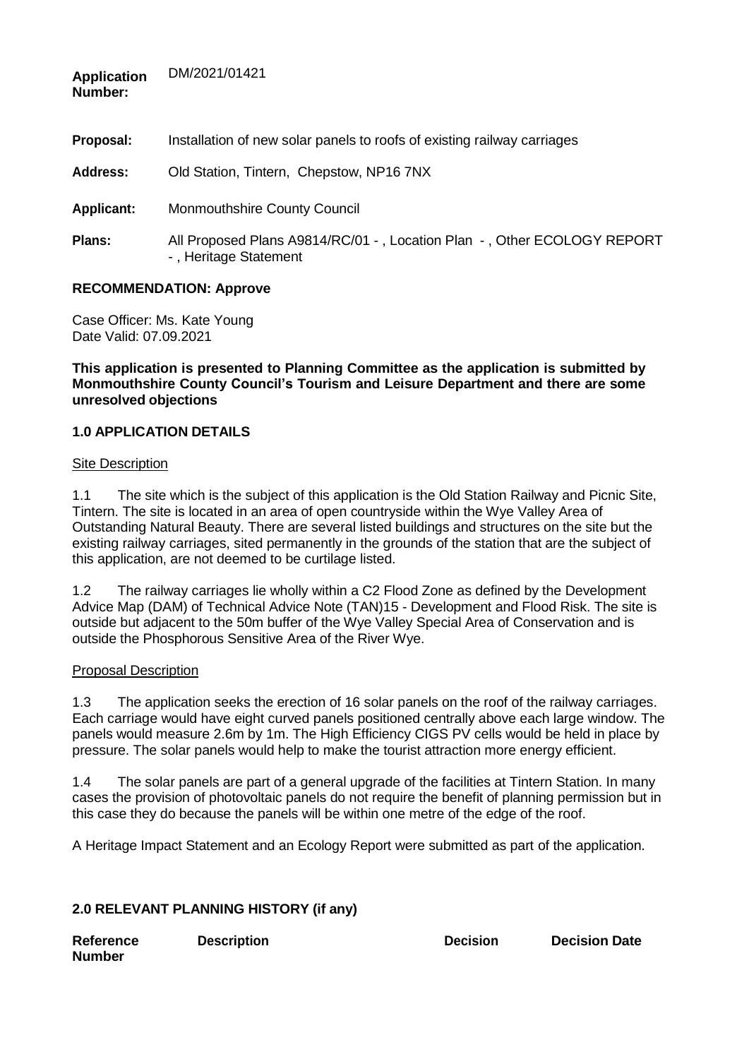| | |
|---|---|
| **Application Number:** | DM/2021/01421 |
| **Proposal:** | Installation of new solar panels to roofs of existing railway carriages |
| **Address:** | Old Station, Tintern, Chepstow, NP16 7NX |
| **Applicant:** | Monmouthshire County Council |
| **Plans:** | All Proposed Plans A9814/RC/01 - , Location Plan - , Other ECOLOGY REPORT - , Heritage Statement |

**RECOMMENDATION: Approve**

Case Officer: Ms. Kate Young
Date Valid: 07.09.2021

**This application is presented to Planning Committee as the application is submitted by Monmouthshire County Council's Tourism and Leisure Department and there are some unresolved objections**

## 1.0 APPLICATION DETAILS

### Site Description

1.1 The site which is the subject of this application is the Old Station Railway and Picnic Site, Tintern. The site is located in an area of open countryside within the Wye Valley Area of Outstanding Natural Beauty. There are several listed buildings and structures on the site but the existing railway carriages, sited permanently in the grounds of the station that are the subject of this application, are not deemed to be curtilage listed.

1.2 The railway carriages lie wholly within a C2 Flood Zone as defined by the Development Advice Map (DAM) of Technical Advice Note (TAN)15 - Development and Flood Risk. The site is outside but adjacent to the 50m buffer of the Wye Valley Special Area of Conservation and is outside the Phosphorous Sensitive Area of the River Wye.

### Proposal Description

1.3 The application seeks the erection of 16 solar panels on the roof of the railway carriages. Each carriage would have eight curved panels positioned centrally above each large window. The panels would measure 2.6m by 1m. The High Efficiency CIGS PV cells would be held in place by pressure. The solar panels would help to make the tourist attraction more energy efficient.

1.4 The solar panels are part of a general upgrade of the facilities at Tintern Station. In many cases the provision of photovoltaic panels do not require the benefit of planning permission but in this case they do because the panels will be within one metre of the edge of the roof.

A Heritage Impact Statement and an Ecology Report were submitted as part of the application.

## 2.0 RELEVANT PLANNING HISTORY (if any)

| Reference Number | Description | Decision | Decision Date |
|---|---|---|---|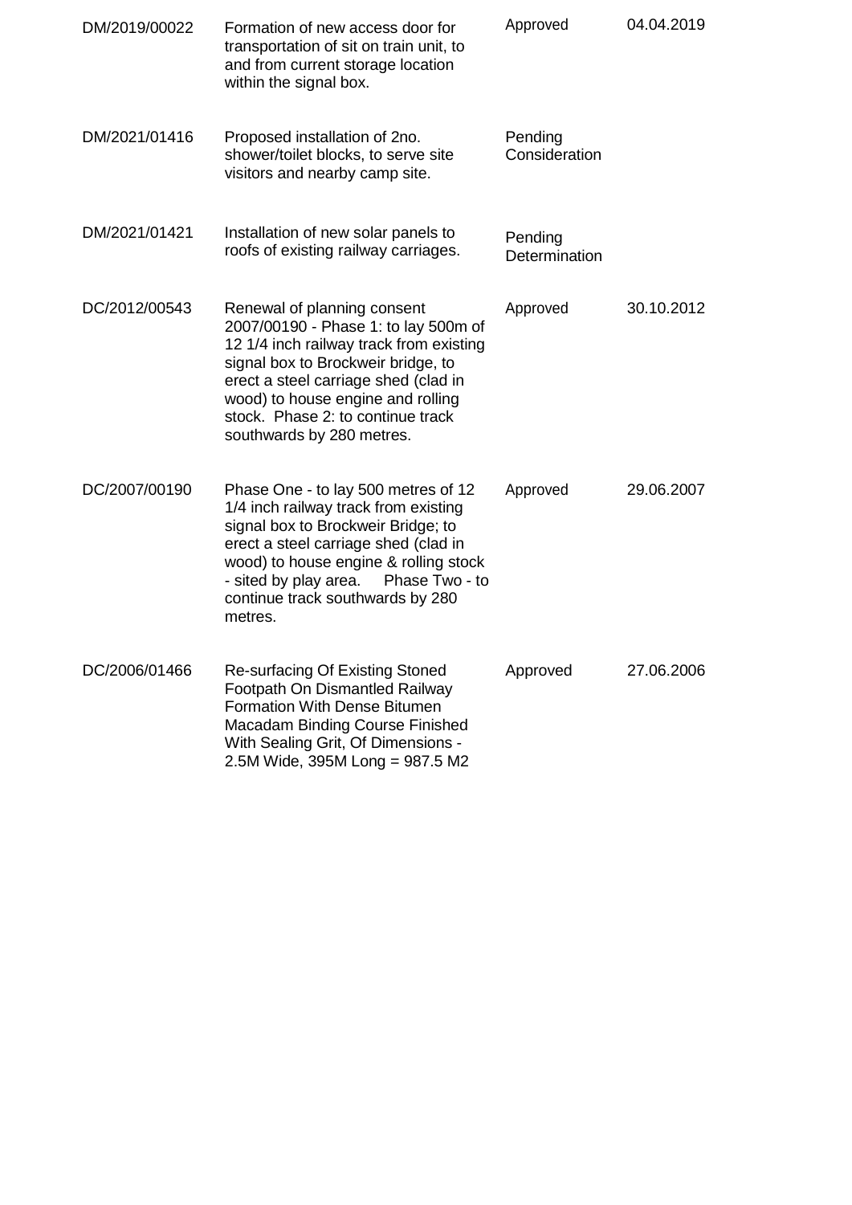| | | | |
|---|---|---|---|
| DM/2019/00022 | Formation of new access door for transportation of sit on train unit, to and from current storage location within the signal box. | Approved | 04.04.2019 |
| DM/2021/01416 | Proposed installation of 2no. shower/toilet blocks, to serve site visitors and nearby camp site. | Pending Consideration | |
| DM/2021/01421 | Installation of new solar panels to roofs of existing railway carriages. | Pending Determination | |
| DC/2012/00543 | Renewal of planning consent 2007/00190 - Phase 1: to lay 500m of 12 1/4 inch railway track from existing signal box to Brockweir bridge, to erect a steel carriage shed (clad in wood) to house engine and rolling stock. Phase 2: to continue track southwards by 280 metres. | Approved | 30.10.2012 |
| DC/2007/00190 | Phase One - to lay 500 metres of 12 1/4 inch railway track from existing signal box to Brockweir Bridge; to erect a steel carriage shed (clad in wood) to house engine & rolling stock - sited by play area. Phase Two - to continue track southwards by 280 metres. | Approved | 29.06.2007 |
| DC/2006/01466 | Re-surfacing Of Existing Stoned Footpath On Dismantled Railway Formation With Dense Bitumen Macadam Binding Course Finished With Sealing Grit, Of Dimensions - 2.5M Wide, 395M Long = 987.5 M2 | Approved | 27.06.2006 |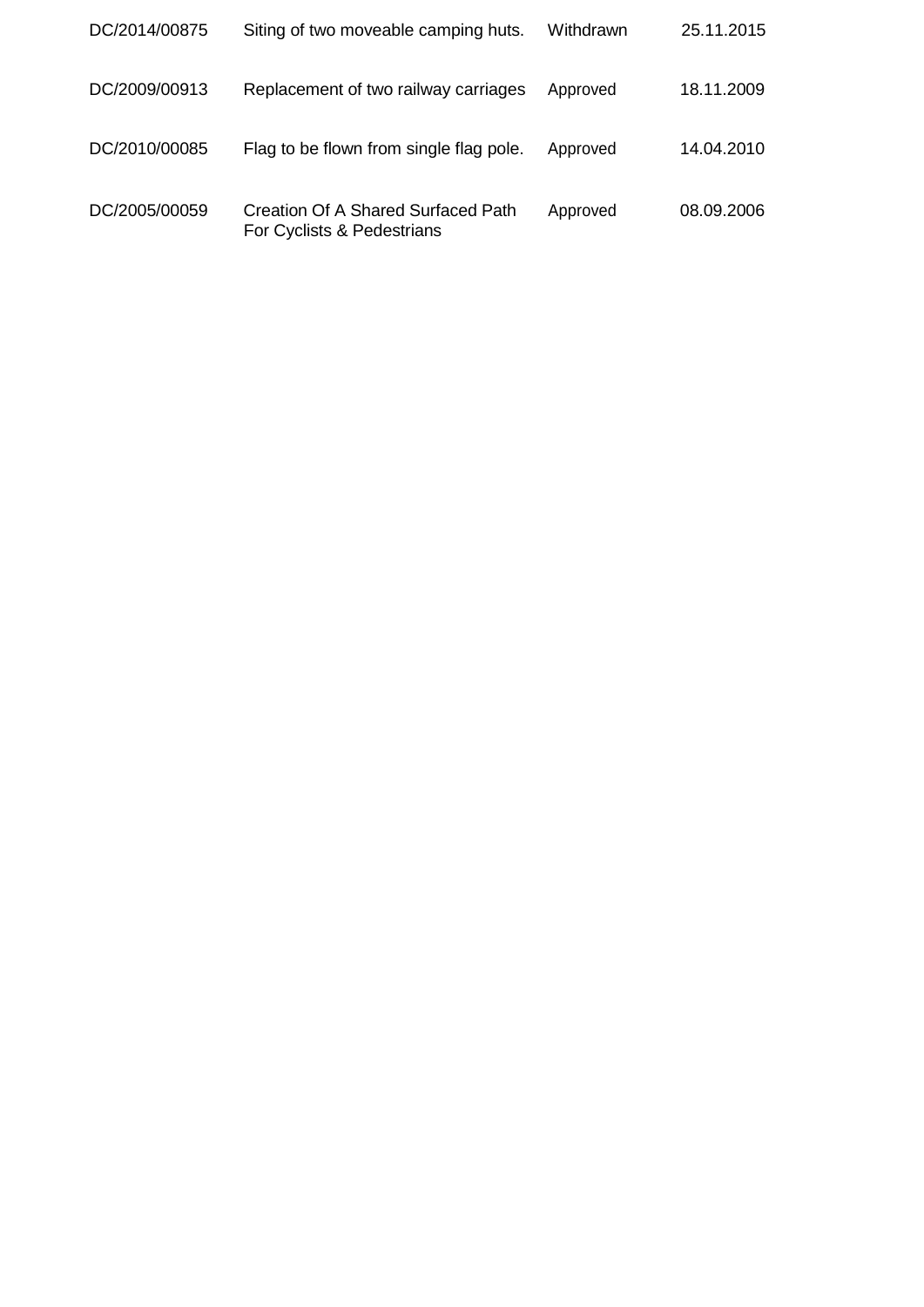| | | | |
|---|---|---|---|
| DC/2014/00875 | Siting of two moveable camping huts. | Withdrawn | 25.11.2015 |
| DC/2009/00913 | Replacement of two railway carriages | Approved | 18.11.2009 |
| DC/2010/00085 | Flag to be flown from single flag pole. | Approved | 14.04.2010 |
| DC/2005/00059 | Creation Of A Shared Surfaced Path For Cyclists & Pedestrians | Approved | 08.09.2006 |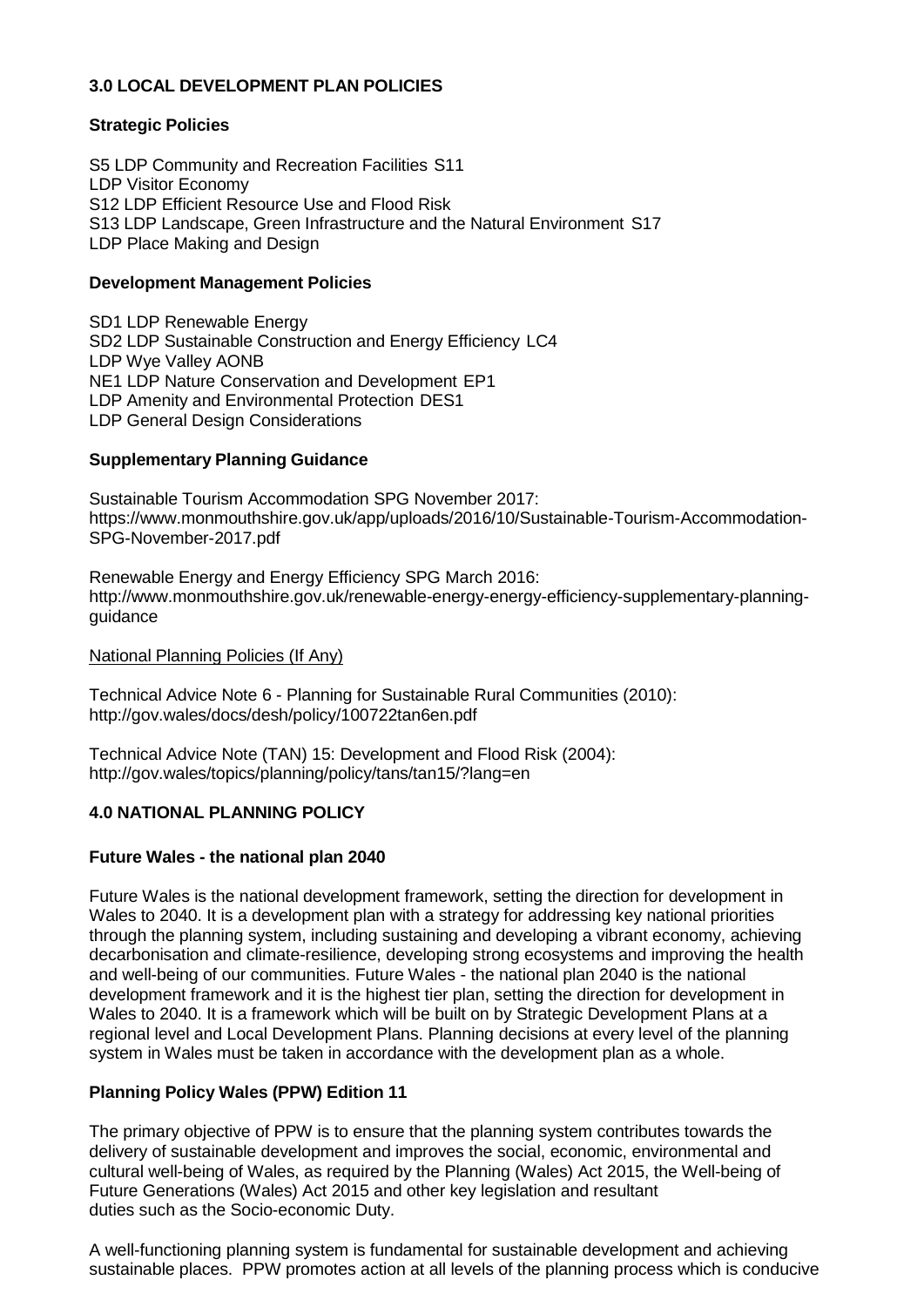## 3.0 LOCAL DEVELOPMENT PLAN POLICIES

### Strategic Policies

S5 LDP Community and Recreation Facilities S11
LDP Visitor Economy
S12 LDP Efficient Resource Use and Flood Risk
S13 LDP Landscape, Green Infrastructure and the Natural Environment S17
LDP Place Making and Design

### Development Management Policies

SD1 LDP Renewable Energy
SD2 LDP Sustainable Construction and Energy Efficiency LC4
LDP Wye Valley AONB
NE1 LDP Nature Conservation and Development EP1
LDP Amenity and Environmental Protection DES1
LDP General Design Considerations

### Supplementary Planning Guidance

Sustainable Tourism Accommodation SPG November 2017:
https://www.monmouthshire.gov.uk/app/uploads/2016/10/Sustainable-Tourism-Accommodation-SPG-November-2017.pdf

Renewable Energy and Energy Efficiency SPG March 2016:
http://www.monmouthshire.gov.uk/renewable-energy-energy-efficiency-supplementary-planning-guidance

National Planning Policies (If Any)

Technical Advice Note 6 - Planning for Sustainable Rural Communities (2010):
http://gov.wales/docs/desh/policy/100722tan6en.pdf

Technical Advice Note (TAN) 15: Development and Flood Risk (2004):
http://gov.wales/topics/planning/policy/tans/tan15/?lang=en

## 4.0 NATIONAL PLANNING POLICY

### Future Wales - the national plan 2040

Future Wales is the national development framework, setting the direction for development in Wales to 2040. It is a development plan with a strategy for addressing key national priorities through the planning system, including sustaining and developing a vibrant economy, achieving decarbonisation and climate-resilience, developing strong ecosystems and improving the health and well-being of our communities. Future Wales - the national plan 2040 is the national development framework and it is the highest tier plan, setting the direction for development in Wales to 2040. It is a framework which will be built on by Strategic Development Plans at a regional level and Local Development Plans. Planning decisions at every level of the planning system in Wales must be taken in accordance with the development plan as a whole.

### Planning Policy Wales (PPW) Edition 11

The primary objective of PPW is to ensure that the planning system contributes towards the delivery of sustainable development and improves the social, economic, environmental and cultural well-being of Wales, as required by the Planning (Wales) Act 2015, the Well-being of Future Generations (Wales) Act 2015 and other key legislation and resultant duties such as the Socio-economic Duty.

A well-functioning planning system is fundamental for sustainable development and achieving sustainable places. PPW promotes action at all levels of the planning process which is conducive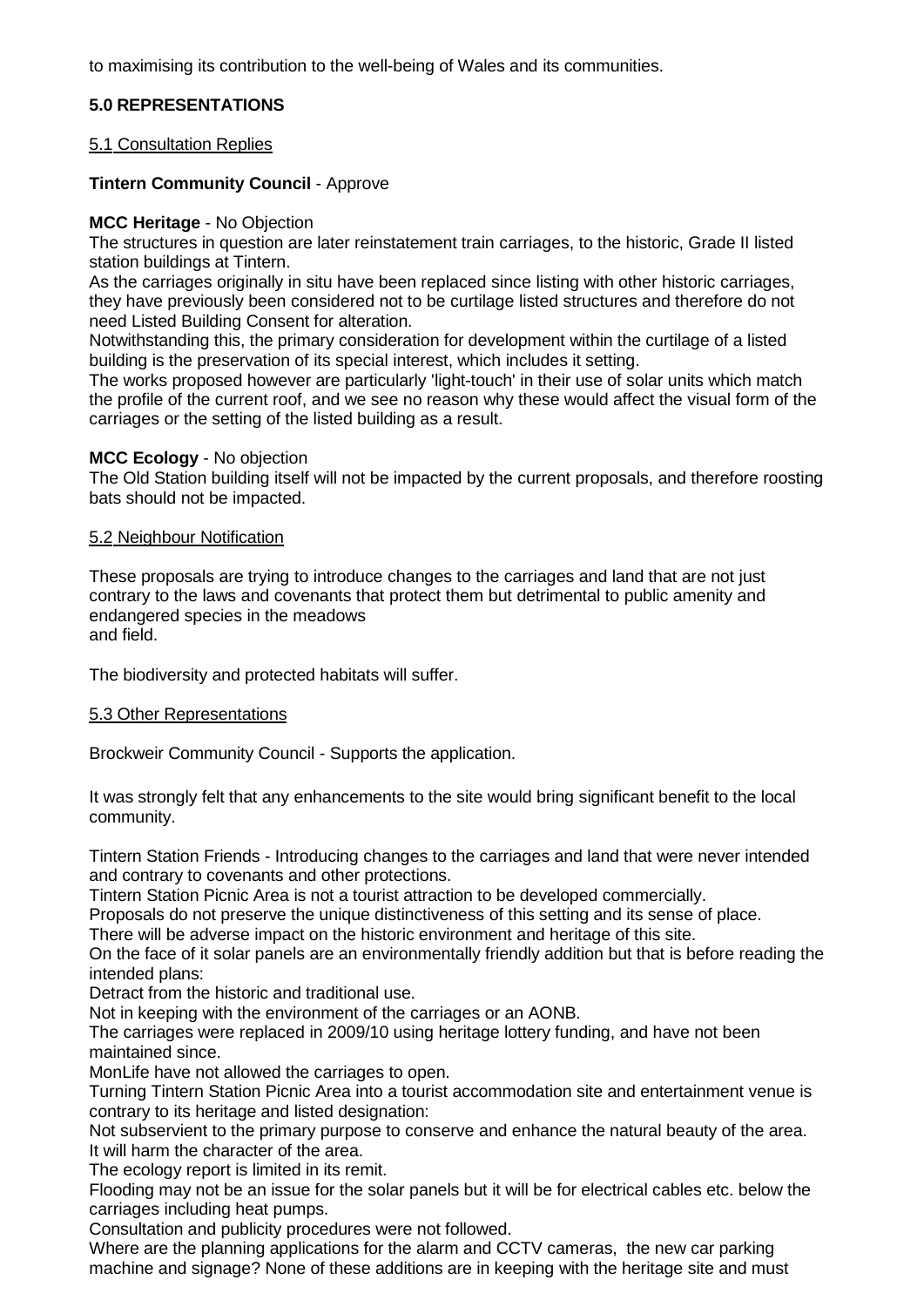to maximising its contribution to the well-being of Wales and its communities.

## 5.0 REPRESENTATIONS

5.1 Consultation Replies

**Tintern Community Council** - Approve

**MCC Heritage** - No Objection
The structures in question are later reinstatement train carriages, to the historic, Grade II listed station buildings at Tintern.
As the carriages originally in situ have been replaced since listing with other historic carriages, they have previously been considered not to be curtilage listed structures and therefore do not need Listed Building Consent for alteration.
Notwithstanding this, the primary consideration for development within the curtilage of a listed building is the preservation of its special interest, which includes it setting.
The works proposed however are particularly 'light-touch' in their use of solar units which match the profile of the current roof, and we see no reason why these would affect the visual form of the carriages or the setting of the listed building as a result.

**MCC Ecology** - No objection
The Old Station building itself will not be impacted by the current proposals, and therefore roosting bats should not be impacted.

5.2 Neighbour Notification

These proposals are trying to introduce changes to the carriages and land that are not just contrary to the laws and covenants that protect them but detrimental to public amenity and endangered species in the meadows
and field.

The biodiversity and protected habitats will suffer.

5.3 Other Representations

Brockweir Community Council - Supports the application.

It was strongly felt that any enhancements to the site would bring significant benefit to the local community.

Tintern Station Friends - Introducing changes to the carriages and land that were never intended and contrary to covenants and other protections.
Tintern Station Picnic Area is not a tourist attraction to be developed commercially.
Proposals do not preserve the unique distinctiveness of this setting and its sense of place.
There will be adverse impact on the historic environment and heritage of this site.
On the face of it solar panels are an environmentally friendly addition but that is before reading the intended plans:
Detract from the historic and traditional use.
Not in keeping with the environment of the carriages or an AONB.
The carriages were replaced in 2009/10 using heritage lottery funding, and have not been maintained since.
MonLife have not allowed the carriages to open.
Turning Tintern Station Picnic Area into a tourist accommodation site and entertainment venue is contrary to its heritage and listed designation:
Not subservient to the primary purpose to conserve and enhance the natural beauty of the area.
It will harm the character of the area.
The ecology report is limited in its remit.
Flooding may not be an issue for the solar panels but it will be for electrical cables etc. below the carriages including heat pumps.
Consultation and publicity procedures were not followed.
Where are the planning applications for the alarm and CCTV cameras, the new car parking machine and signage? None of these additions are in keeping with the heritage site and must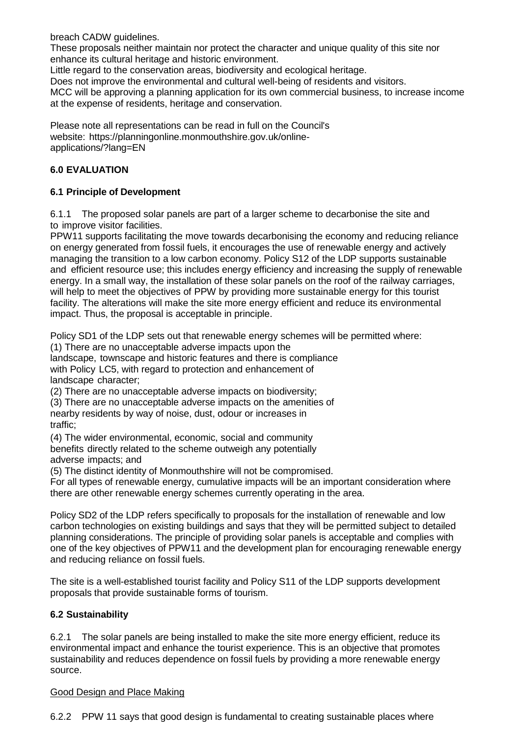breach CADW guidelines.
These proposals neither maintain nor protect the character and unique quality of this site nor enhance its cultural heritage and historic environment.
Little regard to the conservation areas, biodiversity and ecological heritage.
Does not improve the environmental and cultural well-being of residents and visitors.
MCC will be approving a planning application for its own commercial business, to increase income at the expense of residents, heritage and conservation.

Please note all representations can be read in full on the Council's website: https://planningonline.monmouthshire.gov.uk/online-applications/?lang=EN

## 6.0 EVALUATION

### 6.1 Principle of Development

6.1.1 The proposed solar panels are part of a larger scheme to decarbonise the site and to improve visitor facilities.
PPW11 supports facilitating the move towards decarbonising the economy and reducing reliance on energy generated from fossil fuels, it encourages the use of renewable energy and actively managing the transition to a low carbon economy. Policy S12 of the LDP supports sustainable and efficient resource use; this includes energy efficiency and increasing the supply of renewable energy. In a small way, the installation of these solar panels on the roof of the railway carriages, will help to meet the objectives of PPW by providing more sustainable energy for this tourist facility. The alterations will make the site more energy efficient and reduce its environmental impact. Thus, the proposal is acceptable in principle.

Policy SD1 of the LDP sets out that renewable energy schemes will be permitted where:
(1) There are no unacceptable adverse impacts upon the landscape, townscape and historic features and there is compliance with Policy LC5, with regard to protection and enhancement of landscape character;
(2) There are no unacceptable adverse impacts on biodiversity;
(3) There are no unacceptable adverse impacts on the amenities of nearby residents by way of noise, dust, odour or increases in traffic;
(4) The wider environmental, economic, social and community benefits directly related to the scheme outweigh any potentially adverse impacts; and
(5) The distinct identity of Monmouthshire will not be compromised.
For all types of renewable energy, cumulative impacts will be an important consideration where there are other renewable energy schemes currently operating in the area.

Policy SD2 of the LDP refers specifically to proposals for the installation of renewable and low carbon technologies on existing buildings and says that they will be permitted subject to detailed planning considerations. The principle of providing solar panels is acceptable and complies with one of the key objectives of PPW11 and the development plan for encouraging renewable energy and reducing reliance on fossil fuels.

The site is a well-established tourist facility and Policy S11 of the LDP supports development proposals that provide sustainable forms of tourism.

### 6.2 Sustainability

6.2.1 The solar panels are being installed to make the site more energy efficient, reduce its environmental impact and enhance the tourist experience. This is an objective that promotes sustainability and reduces dependence on fossil fuels by providing a more renewable energy source.

Good Design and Place Making

6.2.2 PPW 11 says that good design is fundamental to creating sustainable places where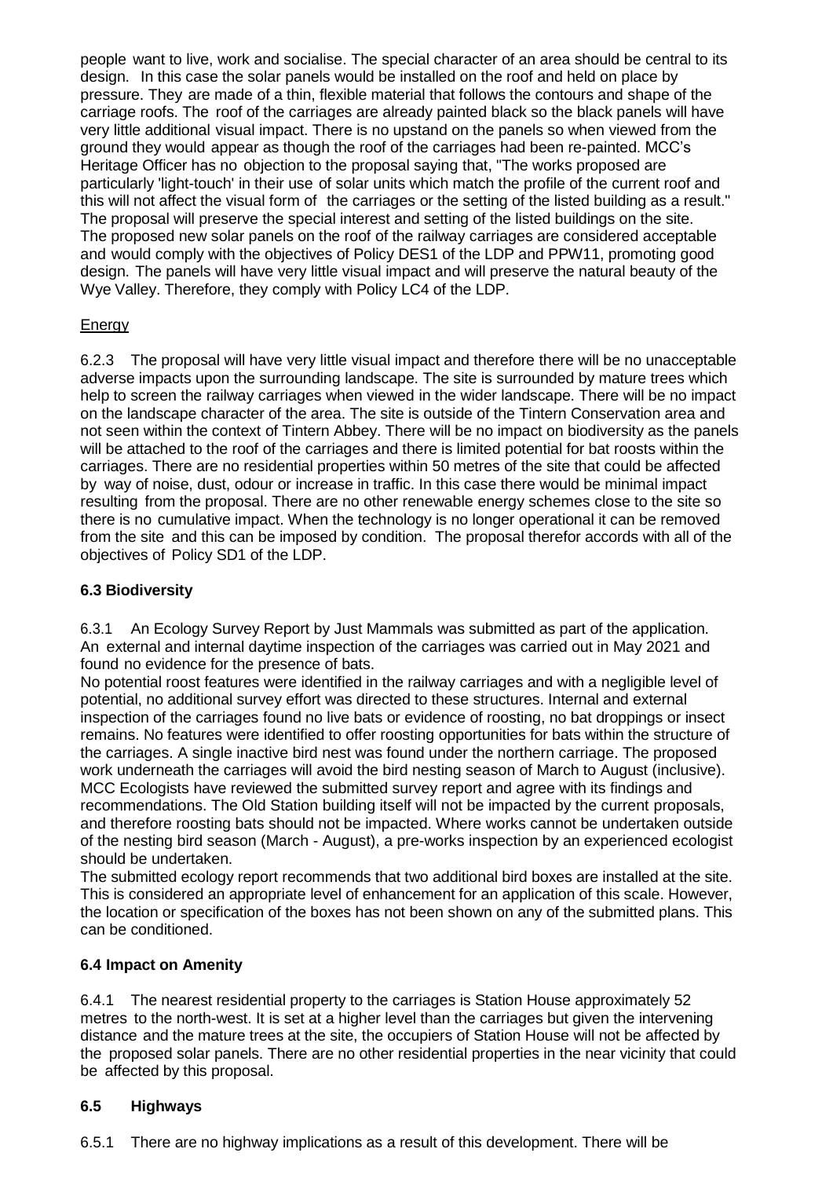people want to live, work and socialise. The special character of an area should be central to its design. In this case the solar panels would be installed on the roof and held on place by pressure. They are made of a thin, flexible material that follows the contours and shape of the carriage roofs. The roof of the carriages are already painted black so the black panels will have very little additional visual impact. There is no upstand on the panels so when viewed from the ground they would appear as though the roof of the carriages had been re-painted. MCC's Heritage Officer has no objection to the proposal saying that, "The works proposed are particularly 'light-touch' in their use of solar units which match the profile of the current roof and this will not affect the visual form of the carriages or the setting of the listed building as a result." The proposal will preserve the special interest and setting of the listed buildings on the site. The proposed new solar panels on the roof of the railway carriages are considered acceptable and would comply with the objectives of Policy DES1 of the LDP and PPW11, promoting good design. The panels will have very little visual impact and will preserve the natural beauty of the Wye Valley. Therefore, they comply with Policy LC4 of the LDP.

Energy

6.2.3 The proposal will have very little visual impact and therefore there will be no unacceptable adverse impacts upon the surrounding landscape. The site is surrounded by mature trees which help to screen the railway carriages when viewed in the wider landscape. There will be no impact on the landscape character of the area. The site is outside of the Tintern Conservation area and not seen within the context of Tintern Abbey. There will be no impact on biodiversity as the panels will be attached to the roof of the carriages and there is limited potential for bat roosts within the carriages. There are no residential properties within 50 metres of the site that could be affected by way of noise, dust, odour or increase in traffic. In this case there would be minimal impact resulting from the proposal. There are no other renewable energy schemes close to the site so there is no cumulative impact. When the technology is no longer operational it can be removed from the site and this can be imposed by condition. The proposal therefor accords with all of the objectives of Policy SD1 of the LDP.

### 6.3 Biodiversity

6.3.1 An Ecology Survey Report by Just Mammals was submitted as part of the application. An external and internal daytime inspection of the carriages was carried out in May 2021 and found no evidence for the presence of bats.

No potential roost features were identified in the railway carriages and with a negligible level of potential, no additional survey effort was directed to these structures. Internal and external inspection of the carriages found no live bats or evidence of roosting, no bat droppings or insect remains. No features were identified to offer roosting opportunities for bats within the structure of the carriages. A single inactive bird nest was found under the northern carriage. The proposed work underneath the carriages will avoid the bird nesting season of March to August (inclusive). MCC Ecologists have reviewed the submitted survey report and agree with its findings and recommendations. The Old Station building itself will not be impacted by the current proposals, and therefore roosting bats should not be impacted. Where works cannot be undertaken outside of the nesting bird season (March - August), a pre-works inspection by an experienced ecologist should be undertaken.

The submitted ecology report recommends that two additional bird boxes are installed at the site. This is considered an appropriate level of enhancement for an application of this scale. However, the location or specification of the boxes has not been shown on any of the submitted plans. This can be conditioned.

### 6.4 Impact on Amenity

6.4.1 The nearest residential property to the carriages is Station House approximately 52 metres to the north-west. It is set at a higher level than the carriages but given the intervening distance and the mature trees at the site, the occupiers of Station House will not be affected by the proposed solar panels. There are no other residential properties in the near vicinity that could be affected by this proposal.

### 6.5 Highways

6.5.1 There are no highway implications as a result of this development. There will be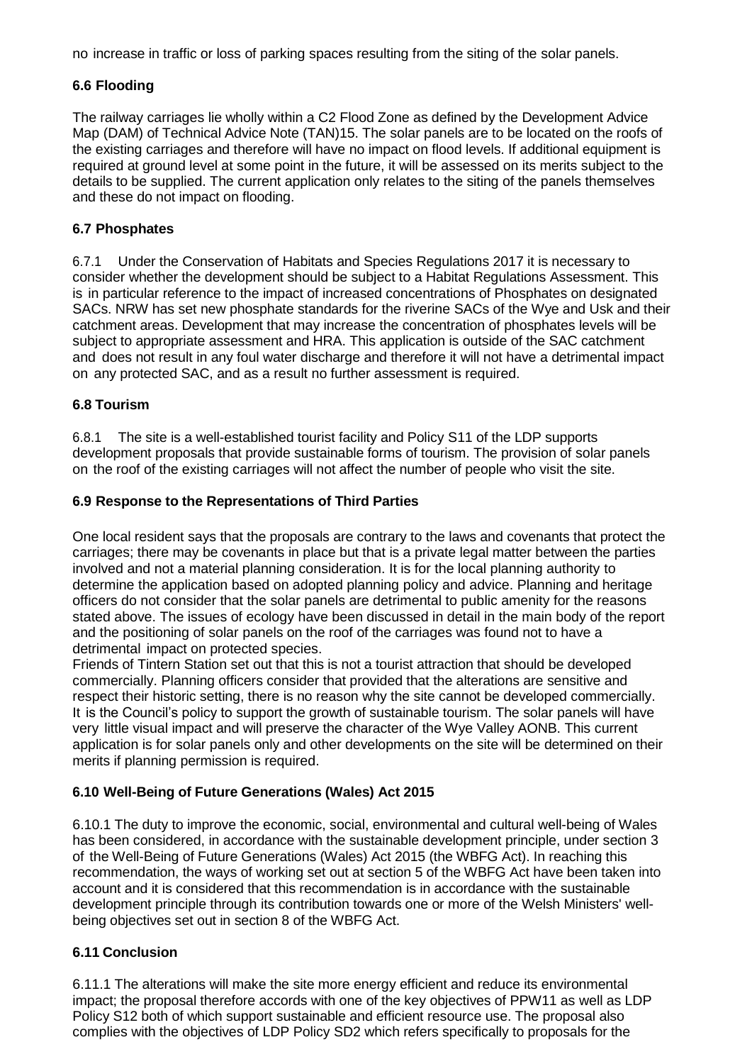no increase in traffic or loss of parking spaces resulting from the siting of the solar panels.

### 6.6 Flooding

The railway carriages lie wholly within a C2 Flood Zone as defined by the Development Advice Map (DAM) of Technical Advice Note (TAN)15. The solar panels are to be located on the roofs of the existing carriages and therefore will have no impact on flood levels. If additional equipment is required at ground level at some point in the future, it will be assessed on its merits subject to the details to be supplied. The current application only relates to the siting of the panels themselves and these do not impact on flooding.

### 6.7 Phosphates

6.7.1 Under the Conservation of Habitats and Species Regulations 2017 it is necessary to consider whether the development should be subject to a Habitat Regulations Assessment. This is in particular reference to the impact of increased concentrations of Phosphates on designated SACs. NRW has set new phosphate standards for the riverine SACs of the Wye and Usk and their catchment areas. Development that may increase the concentration of phosphates levels will be subject to appropriate assessment and HRA. This application is outside of the SAC catchment and does not result in any foul water discharge and therefore it will not have a detrimental impact on any protected SAC, and as a result no further assessment is required.

### 6.8 Tourism

6.8.1 The site is a well-established tourist facility and Policy S11 of the LDP supports development proposals that provide sustainable forms of tourism. The provision of solar panels on the roof of the existing carriages will not affect the number of people who visit the site.

### 6.9 Response to the Representations of Third Parties

One local resident says that the proposals are contrary to the laws and covenants that protect the carriages; there may be covenants in place but that is a private legal matter between the parties involved and not a material planning consideration. It is for the local planning authority to determine the application based on adopted planning policy and advice. Planning and heritage officers do not consider that the solar panels are detrimental to public amenity for the reasons stated above. The issues of ecology have been discussed in detail in the main body of the report and the positioning of solar panels on the roof of the carriages was found not to have a detrimental impact on protected species.

Friends of Tintern Station set out that this is not a tourist attraction that should be developed commercially. Planning officers consider that provided that the alterations are sensitive and respect their historic setting, there is no reason why the site cannot be developed commercially. It is the Council's policy to support the growth of sustainable tourism. The solar panels will have very little visual impact and will preserve the character of the Wye Valley AONB. This current application is for solar panels only and other developments on the site will be determined on their merits if planning permission is required.

### 6.10 Well-Being of Future Generations (Wales) Act 2015

6.10.1 The duty to improve the economic, social, environmental and cultural well-being of Wales has been considered, in accordance with the sustainable development principle, under section 3 of the Well-Being of Future Generations (Wales) Act 2015 (the WBFG Act). In reaching this recommendation, the ways of working set out at section 5 of the WBFG Act have been taken into account and it is considered that this recommendation is in accordance with the sustainable development principle through its contribution towards one or more of the Welsh Ministers' well-being objectives set out in section 8 of the WBFG Act.

### 6.11 Conclusion

6.11.1 The alterations will make the site more energy efficient and reduce its environmental impact; the proposal therefore accords with one of the key objectives of PPW11 as well as LDP Policy S12 both of which support sustainable and efficient resource use. The proposal also complies with the objectives of LDP Policy SD2 which refers specifically to proposals for the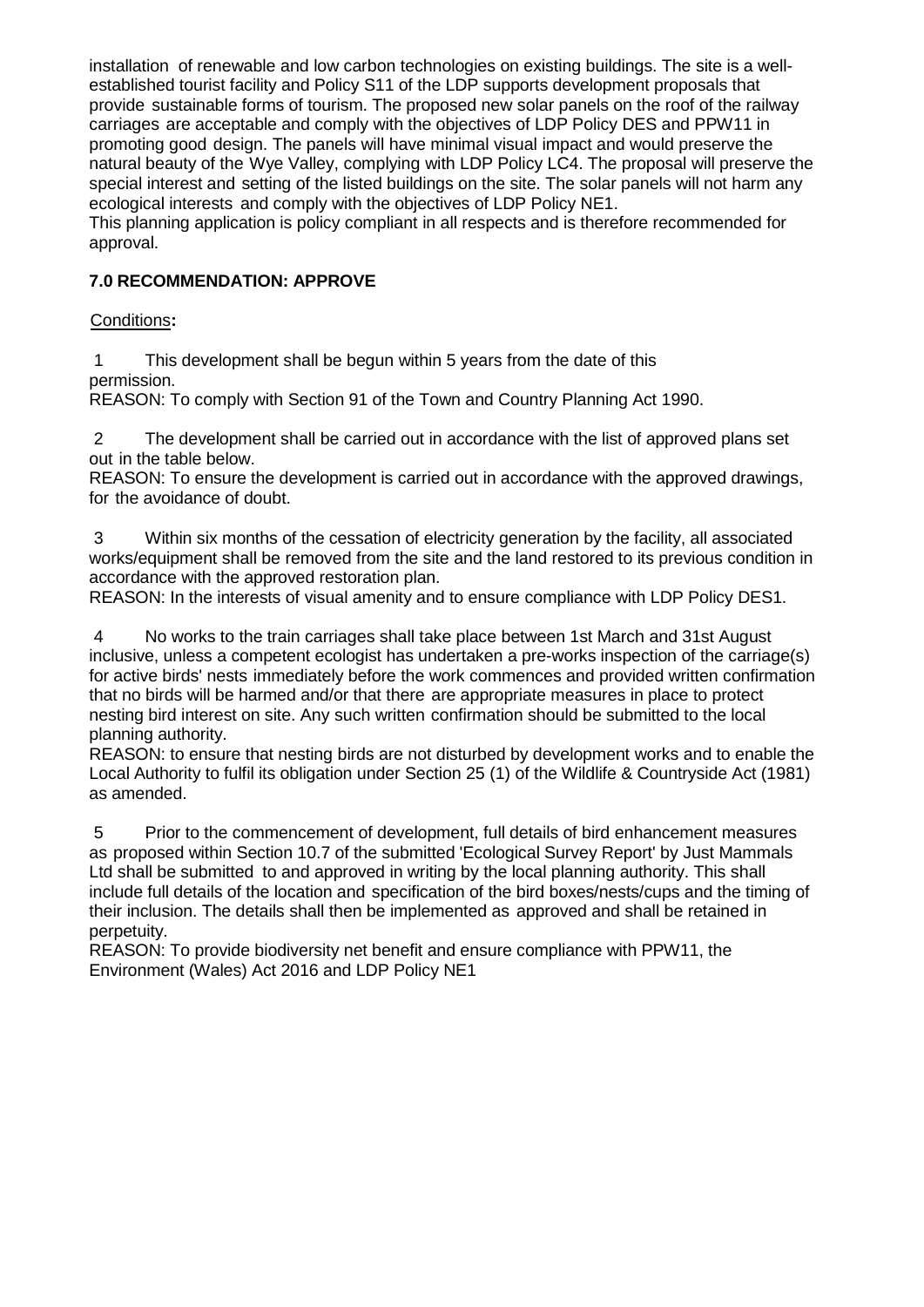installation of renewable and low carbon technologies on existing buildings. The site is a well-established tourist facility and Policy S11 of the LDP supports development proposals that provide sustainable forms of tourism. The proposed new solar panels on the roof of the railway carriages are acceptable and comply with the objectives of LDP Policy DES and PPW11 in promoting good design. The panels will have minimal visual impact and would preserve the natural beauty of the Wye Valley, complying with LDP Policy LC4. The proposal will preserve the special interest and setting of the listed buildings on the site. The solar panels will not harm any ecological interests and comply with the objectives of LDP Policy NE1.
This planning application is policy compliant in all respects and is therefore recommended for approval.

## 7.0 RECOMMENDATION: APPROVE

Conditions**:**

1 This development shall be begun within 5 years from the date of this permission.
REASON: To comply with Section 91 of the Town and Country Planning Act 1990.

2 The development shall be carried out in accordance with the list of approved plans set out in the table below.
REASON: To ensure the development is carried out in accordance with the approved drawings, for the avoidance of doubt.

3 Within six months of the cessation of electricity generation by the facility, all associated works/equipment shall be removed from the site and the land restored to its previous condition in accordance with the approved restoration plan.
REASON: In the interests of visual amenity and to ensure compliance with LDP Policy DES1.

4 No works to the train carriages shall take place between 1st March and 31st August inclusive, unless a competent ecologist has undertaken a pre-works inspection of the carriage(s) for active birds' nests immediately before the work commences and provided written confirmation that no birds will be harmed and/or that there are appropriate measures in place to protect nesting bird interest on site. Any such written confirmation should be submitted to the local planning authority.
REASON: to ensure that nesting birds are not disturbed by development works and to enable the Local Authority to fulfil its obligation under Section 25 (1) of the Wildlife & Countryside Act (1981) as amended.

5 Prior to the commencement of development, full details of bird enhancement measures as proposed within Section 10.7 of the submitted 'Ecological Survey Report' by Just Mammals Ltd shall be submitted to and approved in writing by the local planning authority. This shall include full details of the location and specification of the bird boxes/nests/cups and the timing of their inclusion. The details shall then be implemented as approved and shall be retained in perpetuity.
REASON: To provide biodiversity net benefit and ensure compliance with PPW11, the Environment (Wales) Act 2016 and LDP Policy NE1